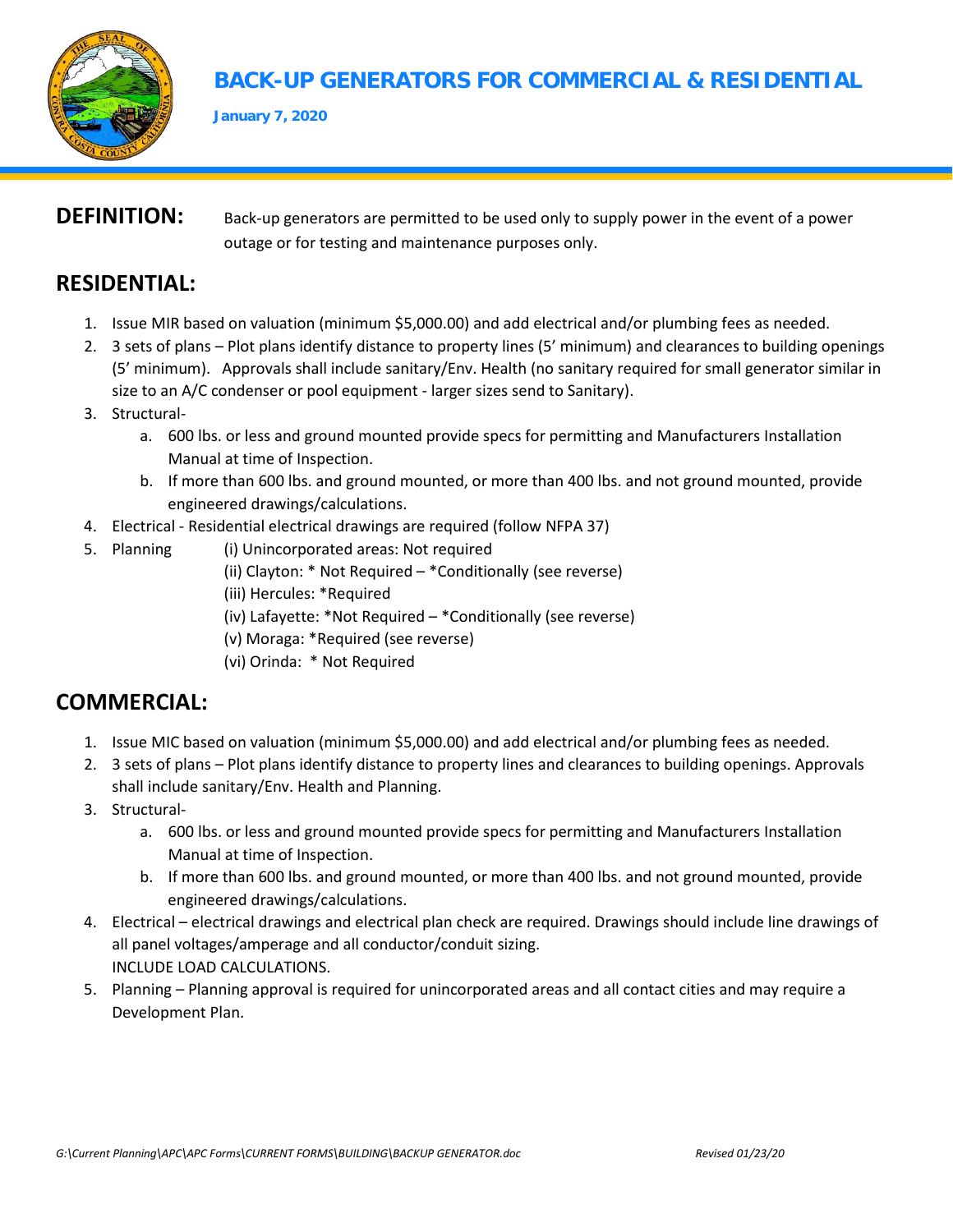# BACK-UP GENERATORS FOR COMMERCIAL & RESIDENTIAL

**January 7, 2020**

**DEFINITION:** Back-up generators are permitted to be used only to supply power in the event of a power outage or for testing and maintenance purposes only.

## RESIDENTIAL:

1. Issue MIR based on valuation (minimum $5,000.00) and add electrical and/or plumbing fees as needed.
2. 3 sets of plans – Plot plans identify distance to property lines (5' minimum) and clearances to building openings (5' minimum). Approvals shall include sanitary/Env. Health (no sanitary required for small generator similar in size to an A/C condenser or pool equipment - larger sizes send to Sanitary).
3. Structural-
   a. 600 lbs. or less and ground mounted provide specs for permitting and Manufacturers Installation Manual at time of Inspection.
   b. If more than 600 lbs. and ground mounted, or more than 400 lbs. and not ground mounted, provide engineered drawings/calculations.
4. Electrical - Residential electrical drawings are required (follow NFPA 37)
5. Planning
   (i) Unincorporated areas: Not required
   (ii) Clayton: * Not Required – *Conditionally (see reverse)
   (iii) Hercules: *Required
   (iv) Lafayette: *Not Required – *Conditionally (see reverse)
   (v) Moraga: *Required (see reverse)
   (vi) Orinda: * Not Required

## COMMERCIAL:

1. Issue MIC based on valuation (minimum $5,000.00) and add electrical and/or plumbing fees as needed.
2. 3 sets of plans – Plot plans identify distance to property lines and clearances to building openings. Approvals shall include sanitary/Env. Health and Planning.
3. Structural-
   a. 600 lbs. or less and ground mounted provide specs for permitting and Manufacturers Installation Manual at time of Inspection.
   b. If more than 600 lbs. and ground mounted, or more than 400 lbs. and not ground mounted, provide engineered drawings/calculations.
4. Electrical – electrical drawings and electrical plan check are required. Drawings should include line drawings of all panel voltages/amperage and all conductor/conduit sizing.
   INCLUDE LOAD CALCULATIONS.
5. Planning – Planning approval is required for unincorporated areas and all contact cities and may require a Development Plan.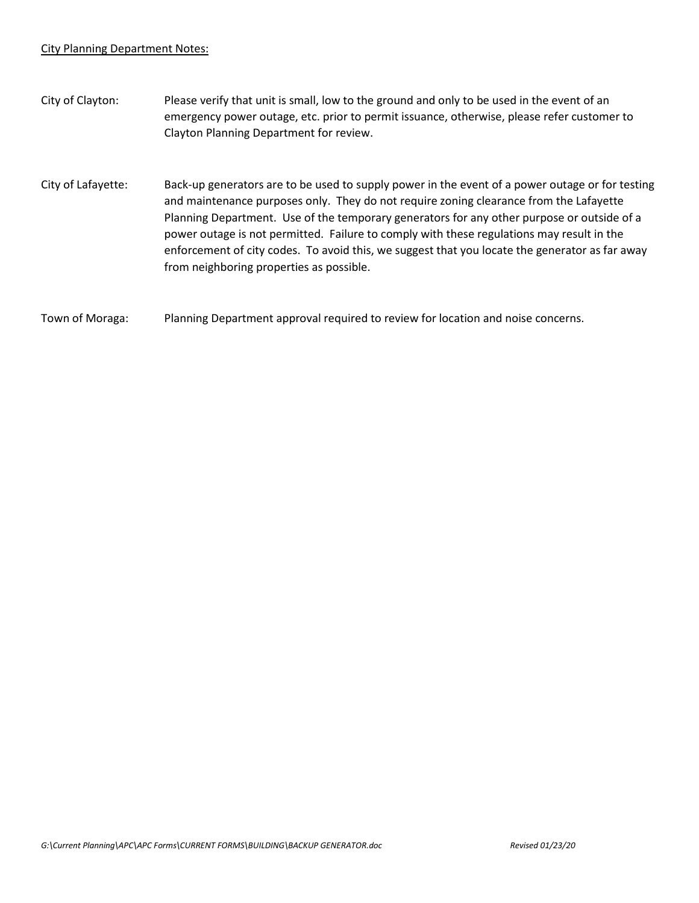City Planning Department Notes:

City of Clayton: Please verify that unit is small, low to the ground and only to be used in the event of an emergency power outage, etc. prior to permit issuance, otherwise, please refer customer to Clayton Planning Department for review.

City of Lafayette: Back-up generators are to be used to supply power in the event of a power outage or for testing and maintenance purposes only. They do not require zoning clearance from the Lafayette Planning Department. Use of the temporary generators for any other purpose or outside of a power outage is not permitted. Failure to comply with these regulations may result in the enforcement of city codes. To avoid this, we suggest that you locate the generator as far away from neighboring properties as possible.

Town of Moraga: Planning Department approval required to review for location and noise concerns.